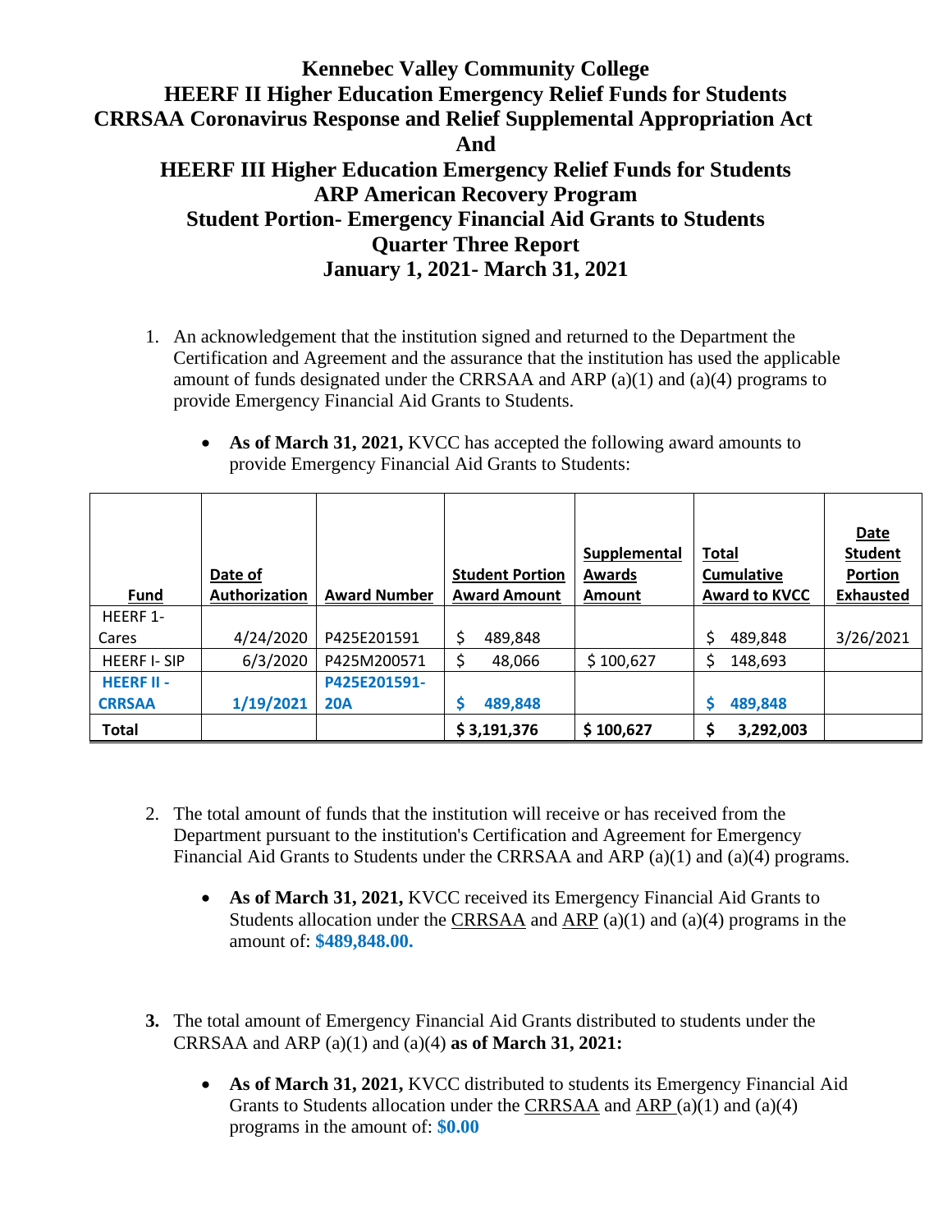# Kennebec Valley Community College
## HEERF II Higher Education Emergency Relief Funds for Students
## CRRSAA Coronavirus Response and Relief Supplemental Appropriation Act
## And
## HEERF III Higher Education Emergency Relief Funds for Students
## ARP American Recovery Program
## Student Portion- Emergency Financial Aid Grants to Students
## Quarter Three Report
## January 1, 2021- March 31, 2021

1. An acknowledgement that the institution signed and returned to the Department the Certification and Agreement and the assurance that the institution has used the applicable amount of funds designated under the CRRSAA and ARP (a)(1) and (a)(4) programs to provide Emergency Financial Aid Grants to Students.

   - **As of March 31, 2021,** KVCC has accepted the following award amounts to provide Emergency Financial Aid Grants to Students:

| Fund | Date of Authorization | Award Number | Student Portion Award Amount | Supplemental Awards Amount | Total Cumulative Award to KVCC | Date Student Portion Exhausted |
|---|---|---|---|---|---|---|
| HEERF 1-Cares | 4/24/2020 | P425E201591 | $ 489,848 | | $ 489,848 | 3/26/2021 |
| HEERF I- SIP | 6/3/2020 | P425M200571 | $ 48,066 | $ 100,627 | $ 148,693 | |
| **HEERF II - CRRSAA** | **1/19/2021** | **P425E201591-20A** | **$ 489,848** | | **$ 489,848** | |
| **Total** | | | **$ 3,191,376** | **$ 100,627** | **$ 3,292,003** | |

2. The total amount of funds that the institution will receive or has received from the Department pursuant to the institution's Certification and Agreement for Emergency Financial Aid Grants to Students under the CRRSAA and ARP (a)(1) and (a)(4) programs.

   - **As of March 31, 2021,** KVCC received its Emergency Financial Aid Grants to Students allocation under the CRRSAA and ARP (a)(1) and (a)(4) programs in the amount of: **$489,848.00.**

3. The total amount of Emergency Financial Aid Grants distributed to students under the CRRSAA and ARP (a)(1) and (a)(4) **as of March 31, 2021:**

   - **As of March 31, 2021,** KVCC distributed to students its Emergency Financial Aid Grants to Students allocation under the CRRSAA and ARP (a)(1) and (a)(4) programs in the amount of: **$0.00**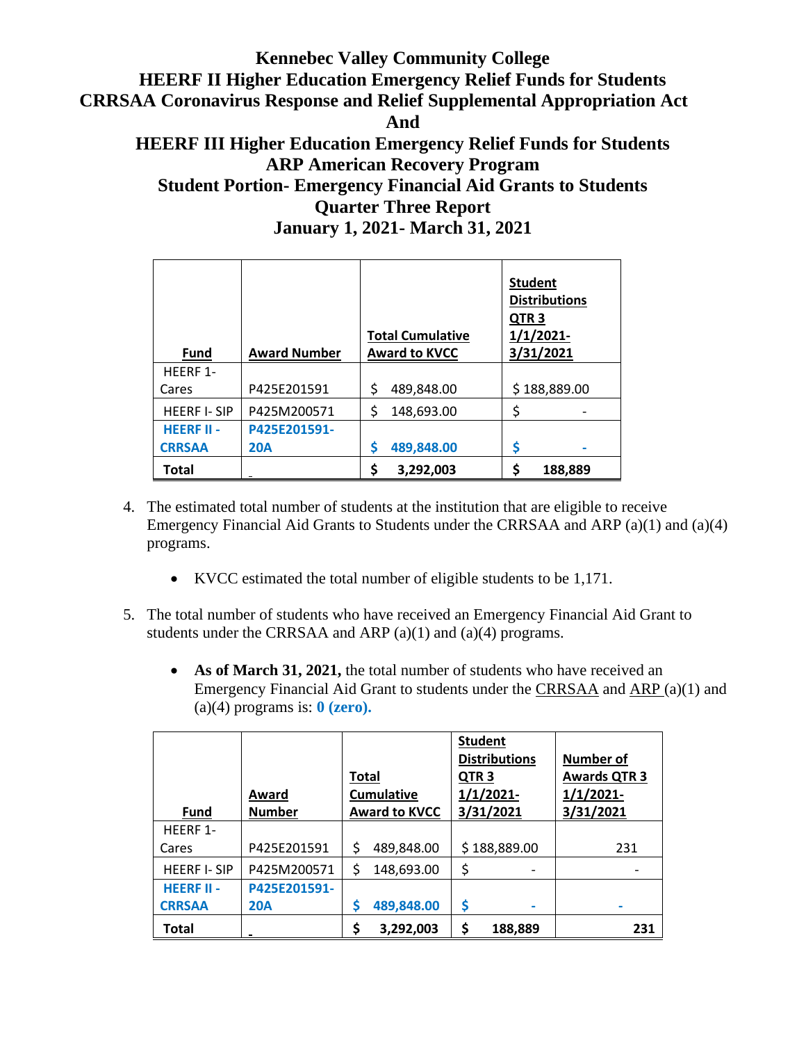# Kennebec Valley Community College
## HEERF II Higher Education Emergency Relief Funds for Students
## CRRSAA Coronavirus Response and Relief Supplemental Appropriation Act
## And
## HEERF III Higher Education Emergency Relief Funds for Students
## ARP American Recovery Program
## Student Portion- Emergency Financial Aid Grants to Students
## Quarter Three Report
## January 1, 2021- March 31, 2021

| Fund | Award Number | Total Cumulative Award to KVCC | Student Distributions QTR 3 1/1/2021-3/31/2021 |
|---|---|---|---|
| HEERF 1-Cares | P425E201591 | $ 489,848.00 | $ 188,889.00 |
| HEERF I- SIP | P425M200571 | $ 148,693.00 | $ - |
| **HEERF II - CRRSAA** | **P425E201591-20A** | **$ 489,848.00** | **$ -** |
| **Total** | - | **$ 3,292,003** | **$ 188,889** |

4. The estimated total number of students at the institution that are eligible to receive Emergency Financial Aid Grants to Students under the CRRSAA and ARP (a)(1) and (a)(4) programs.

   - KVCC estimated the total number of eligible students to be 1,171.

5. The total number of students who have received an Emergency Financial Aid Grant to students under the CRRSAA and ARP (a)(1) and (a)(4) programs.

   - **As of March 31, 2021,** the total number of students who have received an Emergency Financial Aid Grant to students under the CRRSAA and ARP (a)(1) and (a)(4) programs is: **0 (zero).**

| Fund | Award Number | Total Cumulative Award to KVCC | Student Distributions QTR 3 1/1/2021-3/31/2021 | Number of Awards QTR 3 1/1/2021-3/31/2021 |
|---|---|---|---|---|
| HEERF 1-Cares | P425E201591 | $ 489,848.00 | $ 188,889.00 | 231 |
| HEERF I- SIP | P425M200571 | $ 148,693.00 | $ - | - |
| **HEERF II - CRRSAA** | **P425E201591-20A** | **$ 489,848.00** | **$ -** | **-** |
| **Total** | - | **$ 3,292,003** | **$ 188,889** | **231** |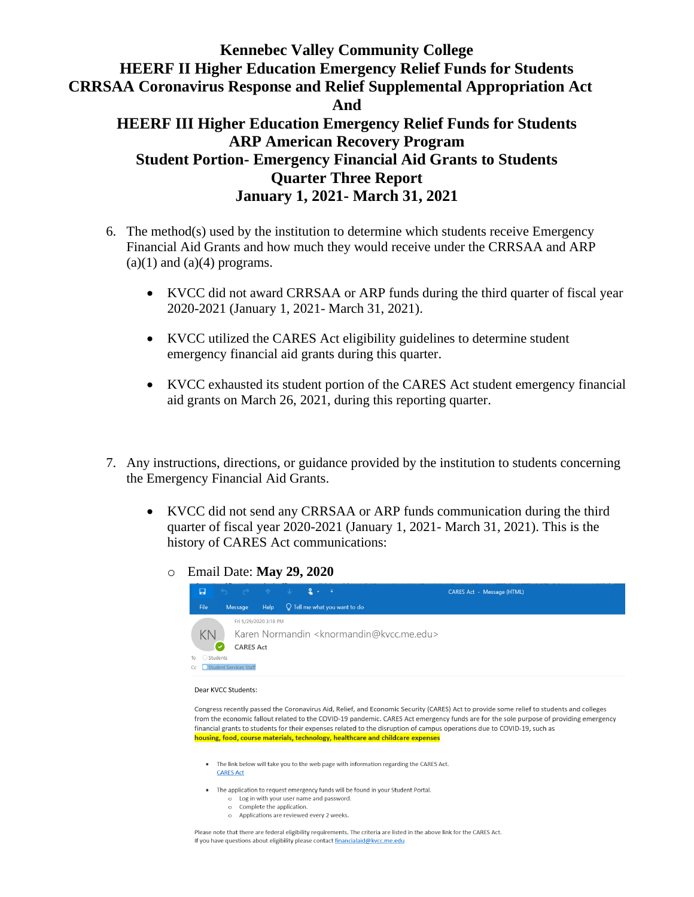# Kennebec Valley Community College
# HEERF II Higher Education Emergency Relief Funds for Students
# CRRSAA Coronavirus Response and Relief Supplemental Appropriation Act
# And
# HEERF III Higher Education Emergency Relief Funds for Students
# ARP American Recovery Program
# Student Portion- Emergency Financial Aid Grants to Students
# Quarter Three Report
# January 1, 2021- March 31, 2021

6. The method(s) used by the institution to determine which students receive Emergency Financial Aid Grants and how much they would receive under the CRRSAA and ARP (a)(1) and (a)(4) programs.

    - KVCC did not award CRRSAA or ARP funds during the third quarter of fiscal year 2020-2021 (January 1, 2021- March 31, 2021).

    - KVCC utilized the CARES Act eligibility guidelines to determine student emergency financial aid grants during this quarter.

    - KVCC exhausted its student portion of the CARES Act student emergency financial aid grants on March 26, 2021, during this reporting quarter.

7. Any instructions, directions, or guidance provided by the institution to students concerning the Emergency Financial Aid Grants.

    - KVCC did not send any CRRSAA or ARP funds communication during the third quarter of fiscal year 2020-2021 (January 1, 2021- March 31, 2021). This is the history of CARES Act communications:

        - Email Date: **May 29, 2020**

CARES Act - Message (HTML)

File Message Help Tell me what you want to do

Fri 5/29/2020 3:18 PM

KN Karen Normandin <knormandin@kvcc.me.edu>

CARES Act

To Students

Cc Student Services Staff

Dear KVCC Students:

Congress recently passed the Coronavirus Aid, Relief, and Economic Security (CARES) Act to provide some relief to students and colleges from the economic fallout related to the COVID-19 pandemic. CARES Act emergency funds are for the sole purpose of providing emergency financial grants to students for their expenses related to the disruption of campus operations due to COVID-19, such as **housing, food, course materials, technology, healthcare and childcare expenses**

- The link below will take you to the web page with information regarding the CARES Act.
  CARES Act

- The application to request emergency funds will be found in your Student Portal.
    - Log in with your user name and password.
    - Complete the application.
    - Applications are reviewed every 2 weeks.

Please note that there are federal eligibility requirements. The criteria are listed in the above link for the CARES Act.
If you have questions about eligibility please contact financialaid@kvcc.me.edu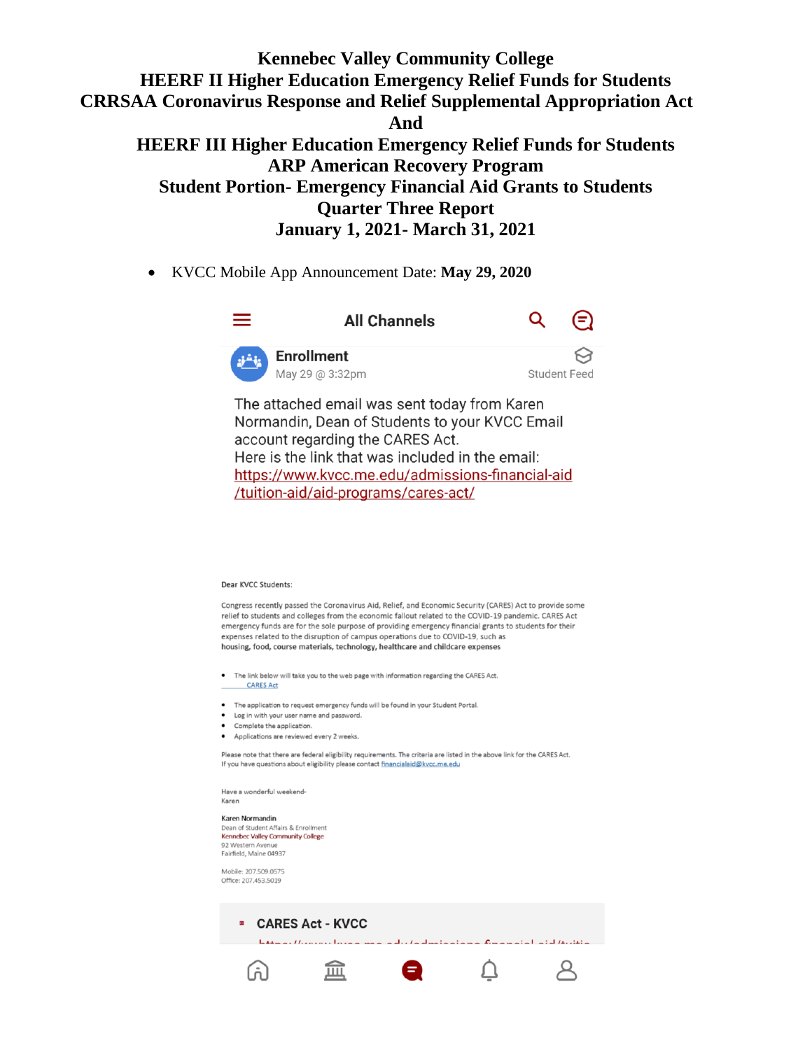# Kennebec Valley Community College
## HEERF II Higher Education Emergency Relief Funds for Students
## CRRSAA Coronavirus Response and Relief Supplemental Appropriation Act
## And
## HEERF III Higher Education Emergency Relief Funds for Students
## ARP American Recovery Program
## Student Portion- Emergency Financial Aid Grants to Students
## Quarter Three Report
## January 1, 2021- March 31, 2021

- KVCC Mobile App Announcement Date: **May 29, 2020**

All Channels

**Enrollment**
May 29 @ 3:32pm
Student Feed

The attached email was sent today from Karen Normandin, Dean of Students to your KVCC Email account regarding the CARES Act.
Here is the link that was included in the email:
https://www.kvcc.me.edu/admissions-financial-aid/tuition-aid/aid-programs/cares-act/

Dear KVCC Students:

Congress recently passed the Coronavirus Aid, Relief, and Economic Security (CARES) Act to provide some relief to students and colleges from the economic fallout related to the COVID-19 pandemic. CARES Act emergency funds are for the sole purpose of providing emergency financial grants to students for their expenses related to the disruption of campus operations due to COVID-19, such as **housing, food, course materials, technology, healthcare and childcare expenses**

- The link below will take you to the web page with information regarding the CARES Act.
  CARES Act

- The application to request emergency funds will be found in your Student Portal.
- Log in with your user name and password.
- Complete the application.
- Applications are reviewed every 2 weeks.

Please note that there are federal eligibility requirements. The criteria are listed in the above link for the CARES Act.
If you have questions about eligibility please contact financialaid@kvcc.me.edu

Have a wonderful weekend-
Karen

**Karen Normandin**
Dean of Student Affairs & Enrollment
Kennebec Valley Community College
92 Western Avenue
Fairfield, Maine 04937

Mobile: 207.509.0575
Office: 207.453.5019

CARES Act - KVCC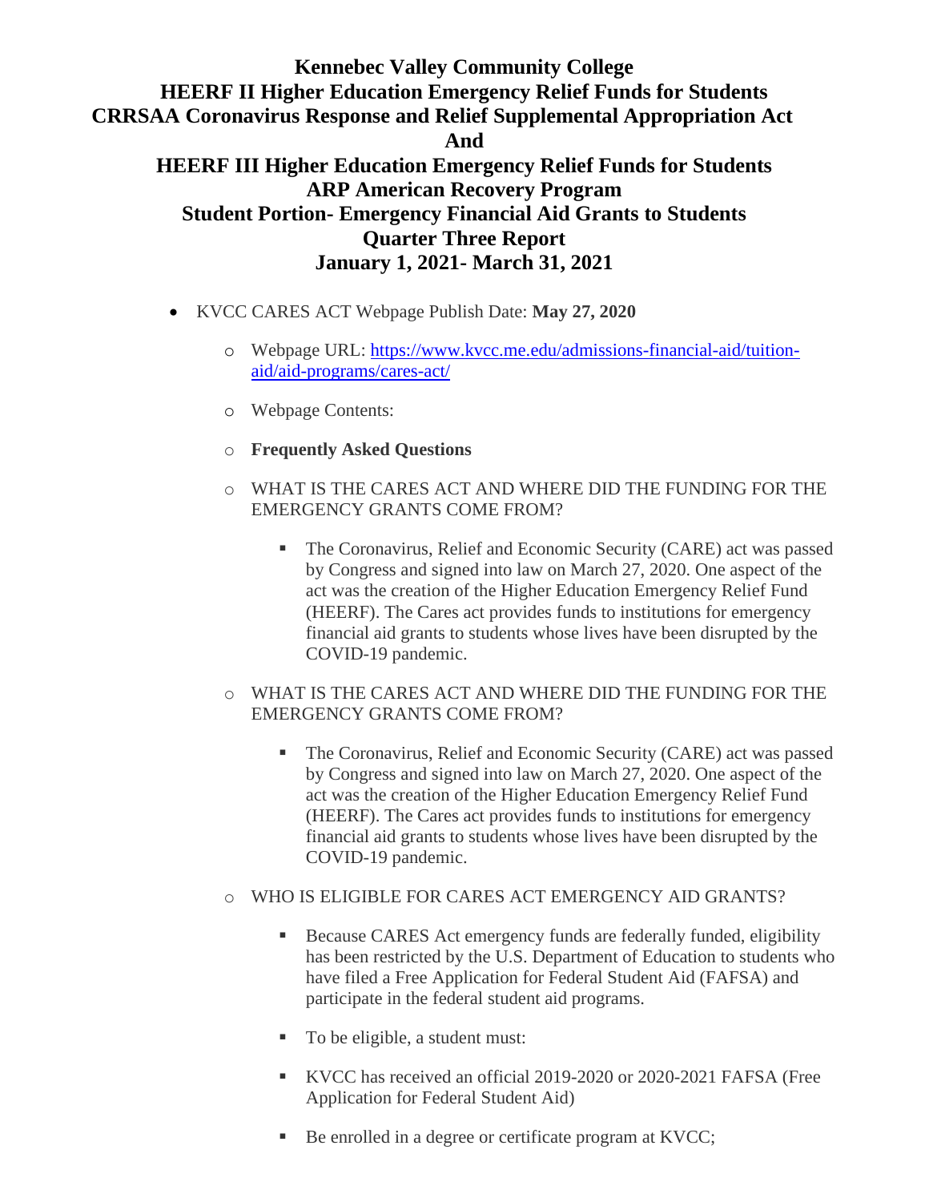# Kennebec Valley Community College
## HEERF II Higher Education Emergency Relief Funds for Students
## CRRSAA Coronavirus Response and Relief Supplemental Appropriation Act
## And
## HEERF III Higher Education Emergency Relief Funds for Students
## ARP American Recovery Program
## Student Portion- Emergency Financial Aid Grants to Students
## Quarter Three Report
## January 1, 2021- March 31, 2021

- KVCC CARES ACT Webpage Publish Date: **May 27, 2020**
  - Webpage URL: [https://www.kvcc.me.edu/admissions-financial-aid/tuition-aid/aid-programs/cares-act/](https://www.kvcc.me.edu/admissions-financial-aid/tuition-aid/aid-programs/cares-act/)
  - Webpage Contents:
  - **Frequently Asked Questions**
  - WHAT IS THE CARES ACT AND WHERE DID THE FUNDING FOR THE EMERGENCY GRANTS COME FROM?
    - The Coronavirus, Relief and Economic Security (CARE) act was passed by Congress and signed into law on March 27, 2020. One aspect of the act was the creation of the Higher Education Emergency Relief Fund (HEERF). The Cares act provides funds to institutions for emergency financial aid grants to students whose lives have been disrupted by the COVID-19 pandemic.
  - WHAT IS THE CARES ACT AND WHERE DID THE FUNDING FOR THE EMERGENCY GRANTS COME FROM?
    - The Coronavirus, Relief and Economic Security (CARE) act was passed by Congress and signed into law on March 27, 2020. One aspect of the act was the creation of the Higher Education Emergency Relief Fund (HEERF). The Cares act provides funds to institutions for emergency financial aid grants to students whose lives have been disrupted by the COVID-19 pandemic.
  - WHO IS ELIGIBLE FOR CARES ACT EMERGENCY AID GRANTS?
    - Because CARES Act emergency funds are federally funded, eligibility has been restricted by the U.S. Department of Education to students who have filed a Free Application for Federal Student Aid (FAFSA) and participate in the federal student aid programs.
    - To be eligible, a student must:
    - KVCC has received an official 2019-2020 or 2020-2021 FAFSA (Free Application for Federal Student Aid)
    - Be enrolled in a degree or certificate program at KVCC;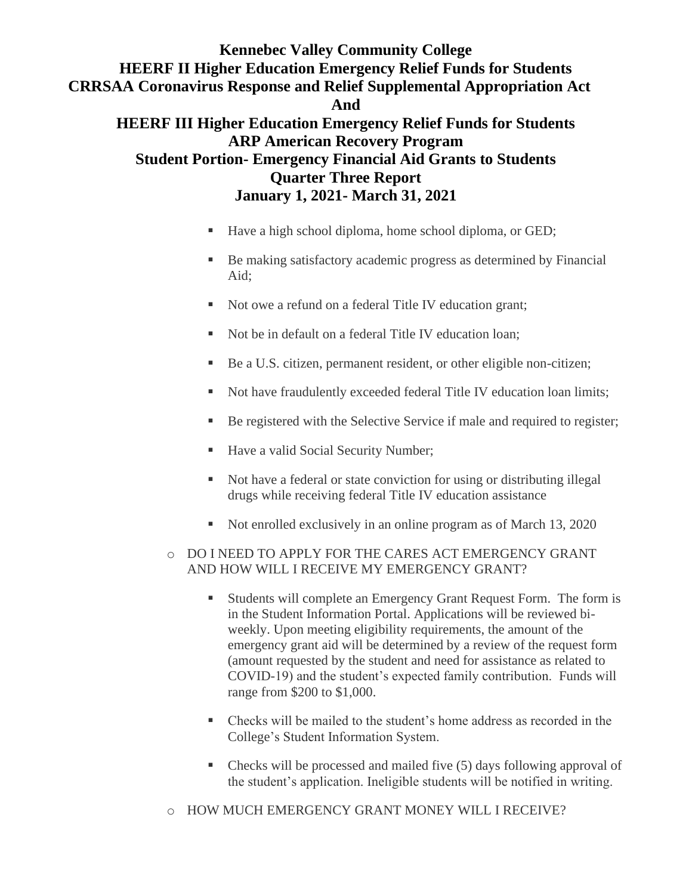**Kennebec Valley Community College**
**HEERF II Higher Education Emergency Relief Funds for Students**
**CRRSAA Coronavirus Response and Relief Supplemental Appropriation Act**
**And**
**HEERF III Higher Education Emergency Relief Funds for Students**
**ARP American Recovery Program**
**Student Portion- Emergency Financial Aid Grants to Students**
**Quarter Three Report**
**January 1, 2021- March 31, 2021**

- Have a high school diploma, home school diploma, or GED;
- Be making satisfactory academic progress as determined by Financial Aid;
- Not owe a refund on a federal Title IV education grant;
- Not be in default on a federal Title IV education loan;
- Be a U.S. citizen, permanent resident, or other eligible non-citizen;
- Not have fraudulently exceeded federal Title IV education loan limits;
- Be registered with the Selective Service if male and required to register;
- Have a valid Social Security Number;
- Not have a federal or state conviction for using or distributing illegal drugs while receiving federal Title IV education assistance
- Not enrolled exclusively in an online program as of March 13, 2020

- DO I NEED TO APPLY FOR THE CARES ACT EMERGENCY GRANT AND HOW WILL I RECEIVE MY EMERGENCY GRANT?
  - Students will complete an Emergency Grant Request Form. The form is in the Student Information Portal. Applications will be reviewed bi-weekly. Upon meeting eligibility requirements, the amount of the emergency grant aid will be determined by a review of the request form (amount requested by the student and need for assistance as related to COVID-19) and the student's expected family contribution. Funds will range from $200 to $1,000.
  - Checks will be mailed to the student's home address as recorded in the College's Student Information System.
  - Checks will be processed and mailed five (5) days following approval of the student's application. Ineligible students will be notified in writing.

- HOW MUCH EMERGENCY GRANT MONEY WILL I RECEIVE?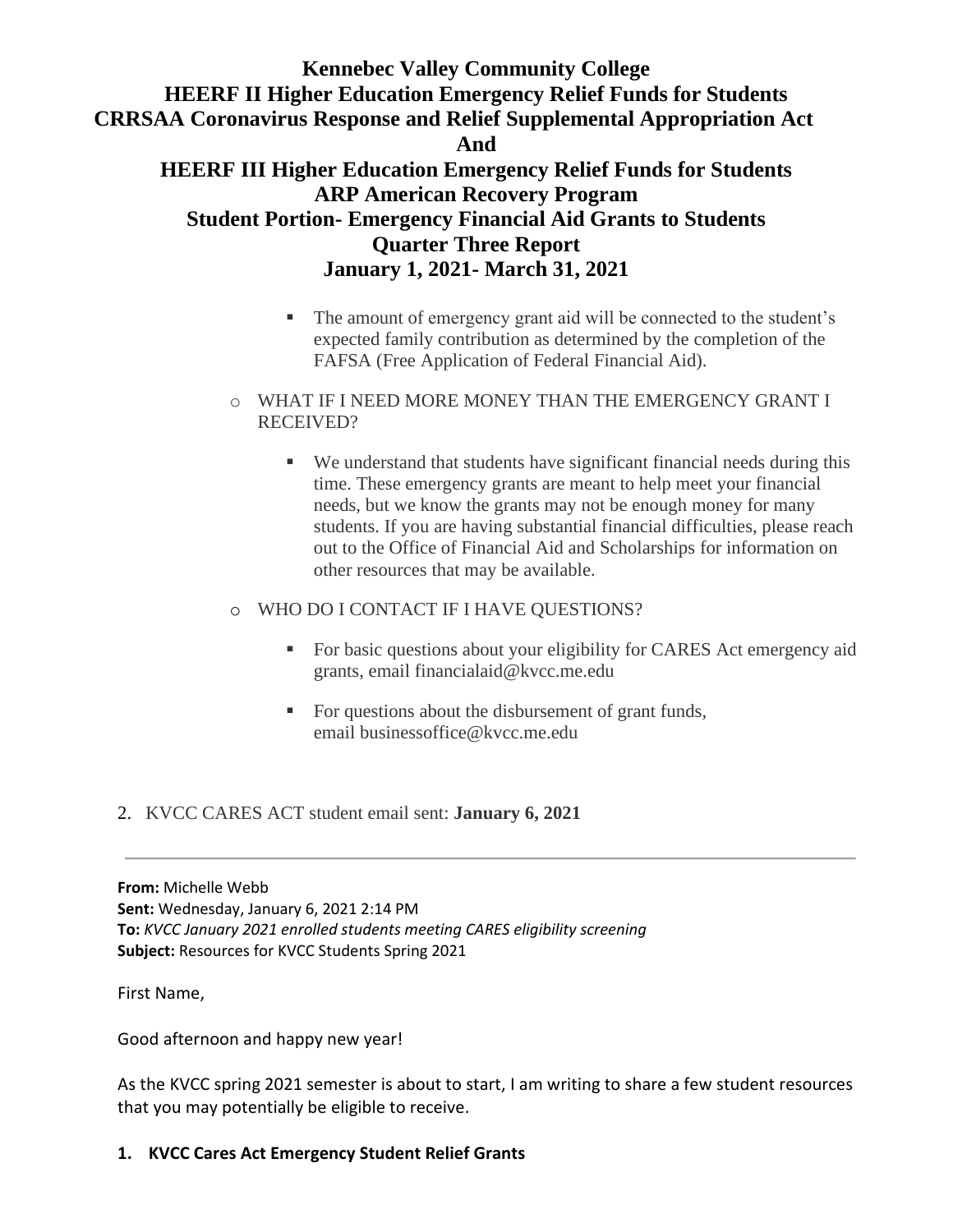# Kennebec Valley Community College
## HEERF II Higher Education Emergency Relief Funds for Students
## CRRSAA Coronavirus Response and Relief Supplemental Appropriation Act
## And
## HEERF III Higher Education Emergency Relief Funds for Students
## ARP American Recovery Program
## Student Portion- Emergency Financial Aid Grants to Students
## Quarter Three Report
## January 1, 2021- March 31, 2021

- The amount of emergency grant aid will be connected to the student's expected family contribution as determined by the completion of the FAFSA (Free Application of Federal Financial Aid).

- WHAT IF I NEED MORE MONEY THAN THE EMERGENCY GRANT I RECEIVED?
  - We understand that students have significant financial needs during this time. These emergency grants are meant to help meet your financial needs, but we know the grants may not be enough money for many students. If you are having substantial financial difficulties, please reach out to the Office of Financial Aid and Scholarships for information on other resources that may be available.

- WHO DO I CONTACT IF I HAVE QUESTIONS?
  - For basic questions about your eligibility for CARES Act emergency aid grants, email financialaid@kvcc.me.edu
  - For questions about the disbursement of grant funds, email businessoffice@kvcc.me.edu

2. KVCC CARES ACT student email sent: **January 6, 2021**

---

**From:** Michelle Webb
**Sent:** Wednesday, January 6, 2021 2:14 PM
**To:** *KVCC January 2021 enrolled students meeting CARES eligibility screening*
**Subject:** Resources for KVCC Students Spring 2021

First Name,

Good afternoon and happy new year!

As the KVCC spring 2021 semester is about to start, I am writing to share a few student resources that you may potentially be eligible to receive.

1. **KVCC Cares Act Emergency Student Relief Grants**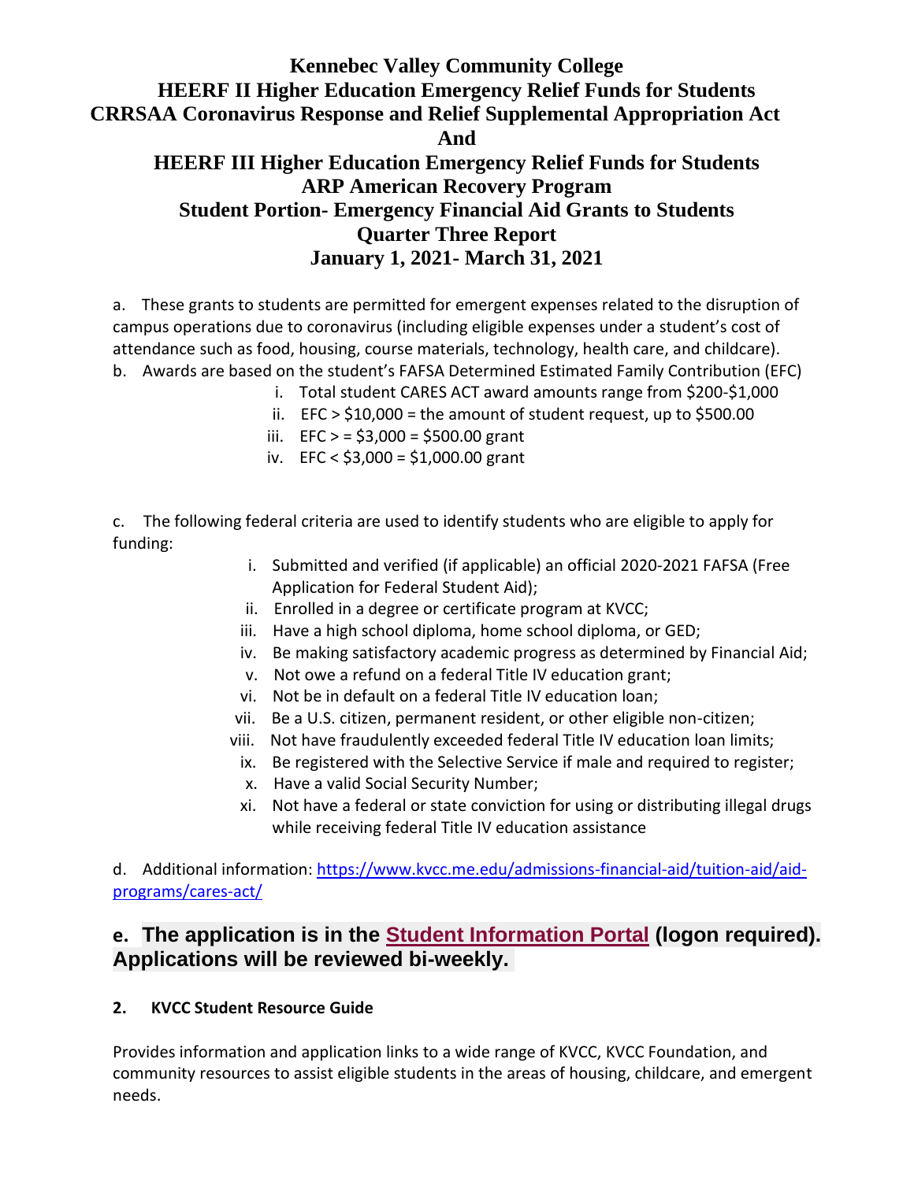# Kennebec Valley Community College
# HEERF II Higher Education Emergency Relief Funds for Students
# CRRSAA Coronavirus Response and Relief Supplemental Appropriation Act
# And
# HEERF III Higher Education Emergency Relief Funds for Students
# ARP American Recovery Program
# Student Portion- Emergency Financial Aid Grants to Students
# Quarter Three Report
# January 1, 2021- March 31, 2021

a. These grants to students are permitted for emergent expenses related to the disruption of campus operations due to coronavirus (including eligible expenses under a student's cost of attendance such as food, housing, course materials, technology, health care, and childcare).

b. Awards are based on the student's FAFSA Determined Estimated Family Contribution (EFC)

  i. Total student CARES ACT award amounts range from $200-$1,000
  ii. EFC > $10,000 = the amount of student request, up to $500.00
  iii. EFC > = $3,000 = $500.00 grant
  iv. EFC < $3,000 = $1,000.00 grant

c. The following federal criteria are used to identify students who are eligible to apply for funding:

  i. Submitted and verified (if applicable) an official 2020-2021 FAFSA (Free Application for Federal Student Aid);
  ii. Enrolled in a degree or certificate program at KVCC;
  iii. Have a high school diploma, home school diploma, or GED;
  iv. Be making satisfactory academic progress as determined by Financial Aid;
  v. Not owe a refund on a federal Title IV education grant;
  vi. Not be in default on a federal Title IV education loan;
  vii. Be a U.S. citizen, permanent resident, or other eligible non-citizen;
  viii. Not have fraudulently exceeded federal Title IV education loan limits;
  ix. Be registered with the Selective Service if male and required to register;
  x. Have a valid Social Security Number;
  xi. Not have a federal or state conviction for using or distributing illegal drugs while receiving federal Title IV education assistance

d. Additional information: https://www.kvcc.me.edu/admissions-financial-aid/tuition-aid/aid-programs/cares-act/

## e. The application is in the Student Information Portal (logon required). Applications will be reviewed bi-weekly.

**2. KVCC Student Resource Guide**

Provides information and application links to a wide range of KVCC, KVCC Foundation, and community resources to assist eligible students in the areas of housing, childcare, and emergent needs.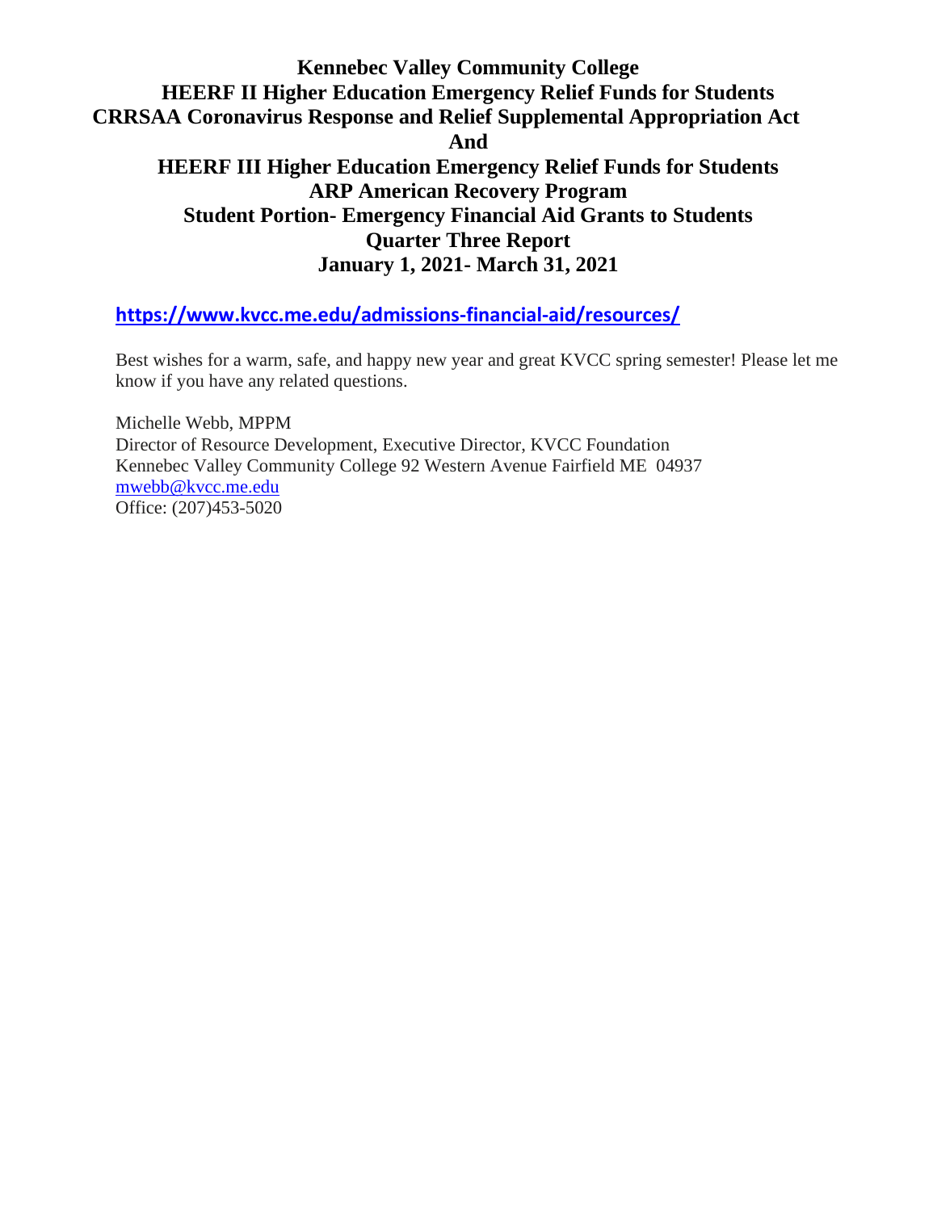# Kennebec Valley Community College
# HEERF II Higher Education Emergency Relief Funds for Students
# CRRSAA Coronavirus Response and Relief Supplemental Appropriation Act
# And
# HEERF III Higher Education Emergency Relief Funds for Students
# ARP American Recovery Program
# Student Portion- Emergency Financial Aid Grants to Students
# Quarter Three Report
# January 1, 2021- March 31, 2021

**https://www.kvcc.me.edu/admissions-financial-aid/resources/**

Best wishes for a warm, safe, and happy new year and great KVCC spring semester! Please let me know if you have any related questions.

Michelle Webb, MPPM
Director of Resource Development, Executive Director, KVCC Foundation
Kennebec Valley Community College 92 Western Avenue Fairfield ME 04937
mwebb@kvcc.me.edu
Office: (207)453-5020